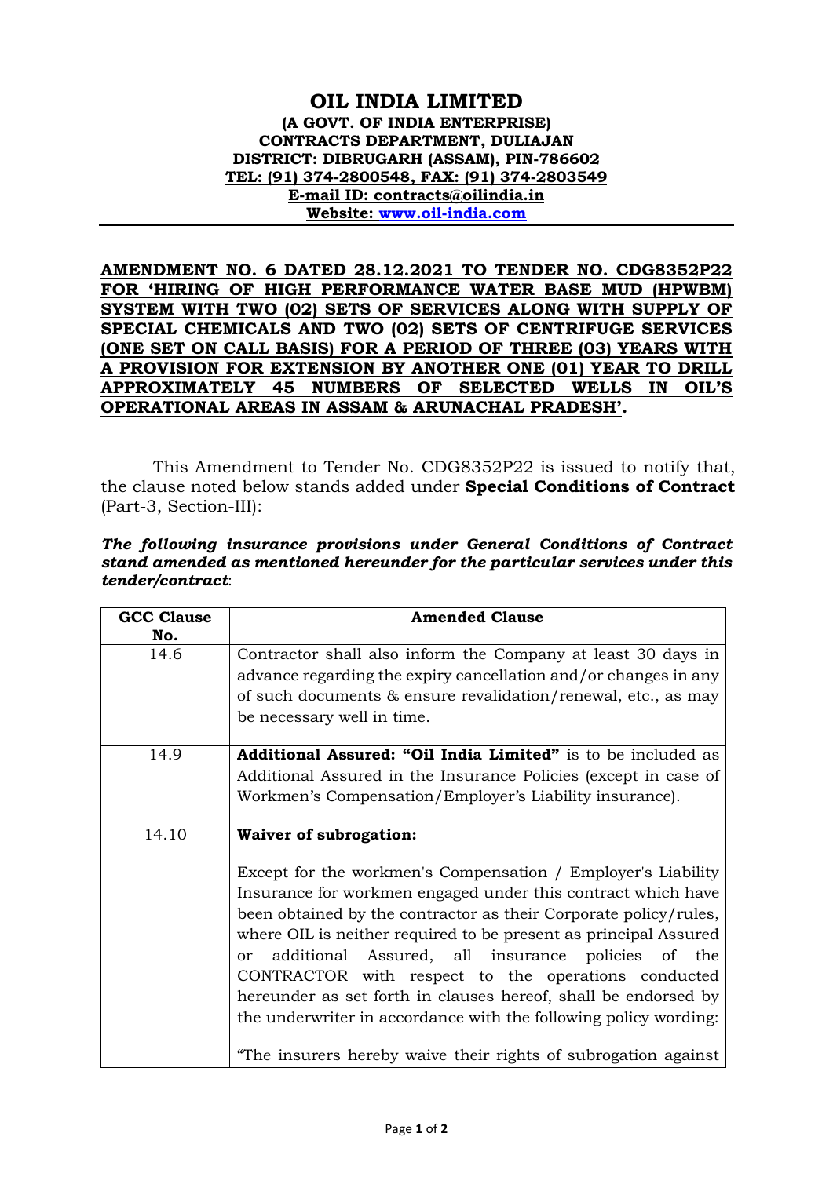# OIL INDIA LIMITED

**(A GOVT. OF INDIA ENTERPRISE)**
**CONTRACTS DEPARTMENT, DULIAJAN**
**DISTRICT: DIBRUGARH (ASSAM), PIN-786602**
**TEL: (91) 374-2800548, FAX: (91) 374-2803549**
**E-mail ID: contracts@oilindia.in**
**Website: www.oil-india.com**

---

**AMENDMENT NO. 6 DATED 28.12.2021 TO TENDER NO. CDG8352P22 FOR 'HIRING OF HIGH PERFORMANCE WATER BASE MUD (HPWBM) SYSTEM WITH TWO (02) SETS OF SERVICES ALONG WITH SUPPLY OF SPECIAL CHEMICALS AND TWO (02) SETS OF CENTRIFUGE SERVICES (ONE SET ON CALL BASIS) FOR A PERIOD OF THREE (03) YEARS WITH A PROVISION FOR EXTENSION BY ANOTHER ONE (01) YEAR TO DRILL APPROXIMATELY 45 NUMBERS OF SELECTED WELLS IN OIL'S OPERATIONAL AREAS IN ASSAM & ARUNACHAL PRADESH'.**

This Amendment to Tender No. CDG8352P22 is issued to notify that, the clause noted below stands added under **Special Conditions of Contract** (Part-3, Section-III):

***The following insurance provisions under General Conditions of Contract stand amended as mentioned hereunder for the particular services under this tender/contract*:**

| GCC Clause No. | Amended Clause |
|---|---|
| 14.6 | Contractor shall also inform the Company at least 30 days in advance regarding the expiry cancellation and/or changes in any of such documents & ensure revalidation/renewal, etc., as may be necessary well in time. |
| 14.9 | **Additional Assured: "Oil India Limited"** is to be included as Additional Assured in the Insurance Policies (except in case of Workmen's Compensation/Employer's Liability insurance). |
| 14.10 | **Waiver of subrogation:**<br><br>Except for the workmen's Compensation / Employer's Liability Insurance for workmen engaged under this contract which have been obtained by the contractor as their Corporate policy/rules, where OIL is neither required to be present as principal Assured or additional Assured, all insurance policies of the CONTRACTOR with respect to the operations conducted hereunder as set forth in clauses hereof, shall be endorsed by the underwriter in accordance with the following policy wording:<br><br>"The insurers hereby waive their rights of subrogation against |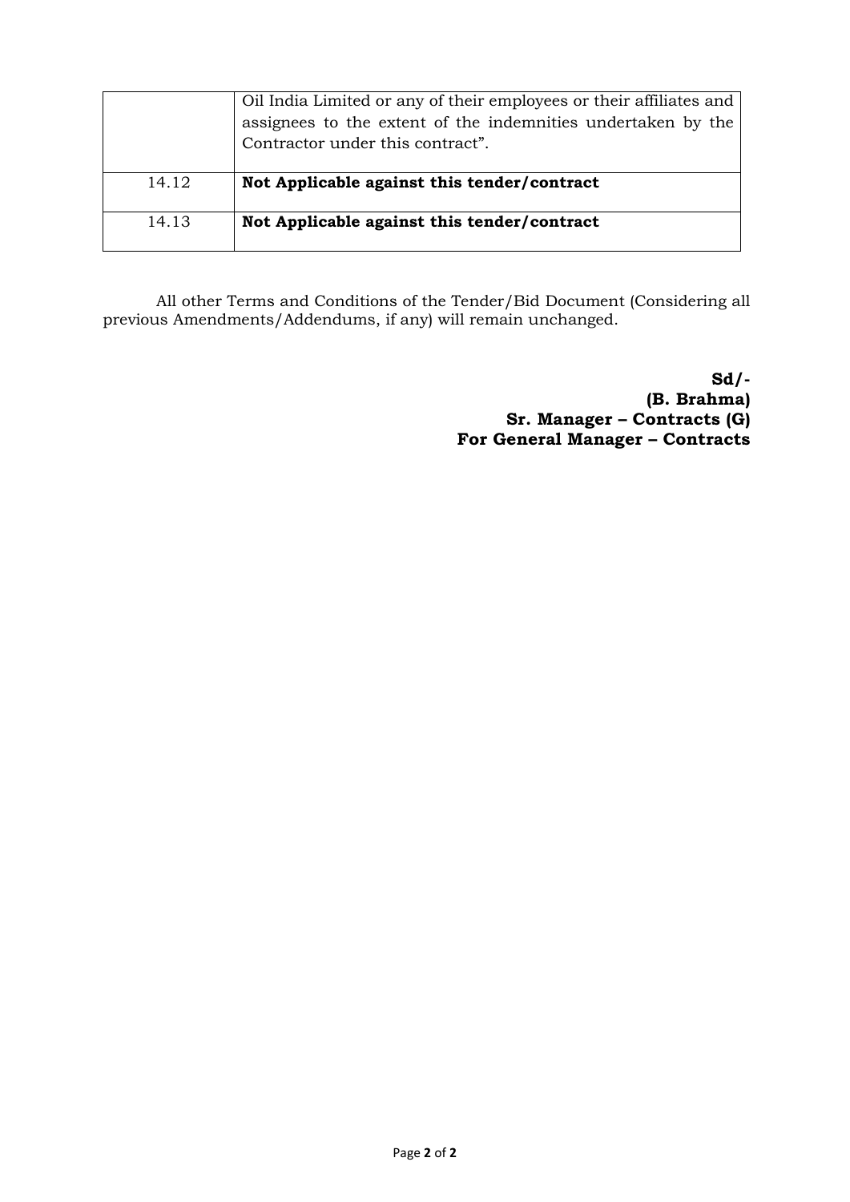| | |
|---|---|
| | Oil India Limited or any of their employees or their affiliates and assignees to the extent of the indemnities undertaken by the Contractor under this contract". |
| 14.12 | **Not Applicable against this tender/contract** |
| 14.13 | **Not Applicable against this tender/contract** |

All other Terms and Conditions of the Tender/Bid Document (Considering all previous Amendments/Addendums, if any) will remain unchanged.

**Sd/-**
**(B. Brahma)**
**Sr. Manager – Contracts (G)**
**For General Manager – Contracts**